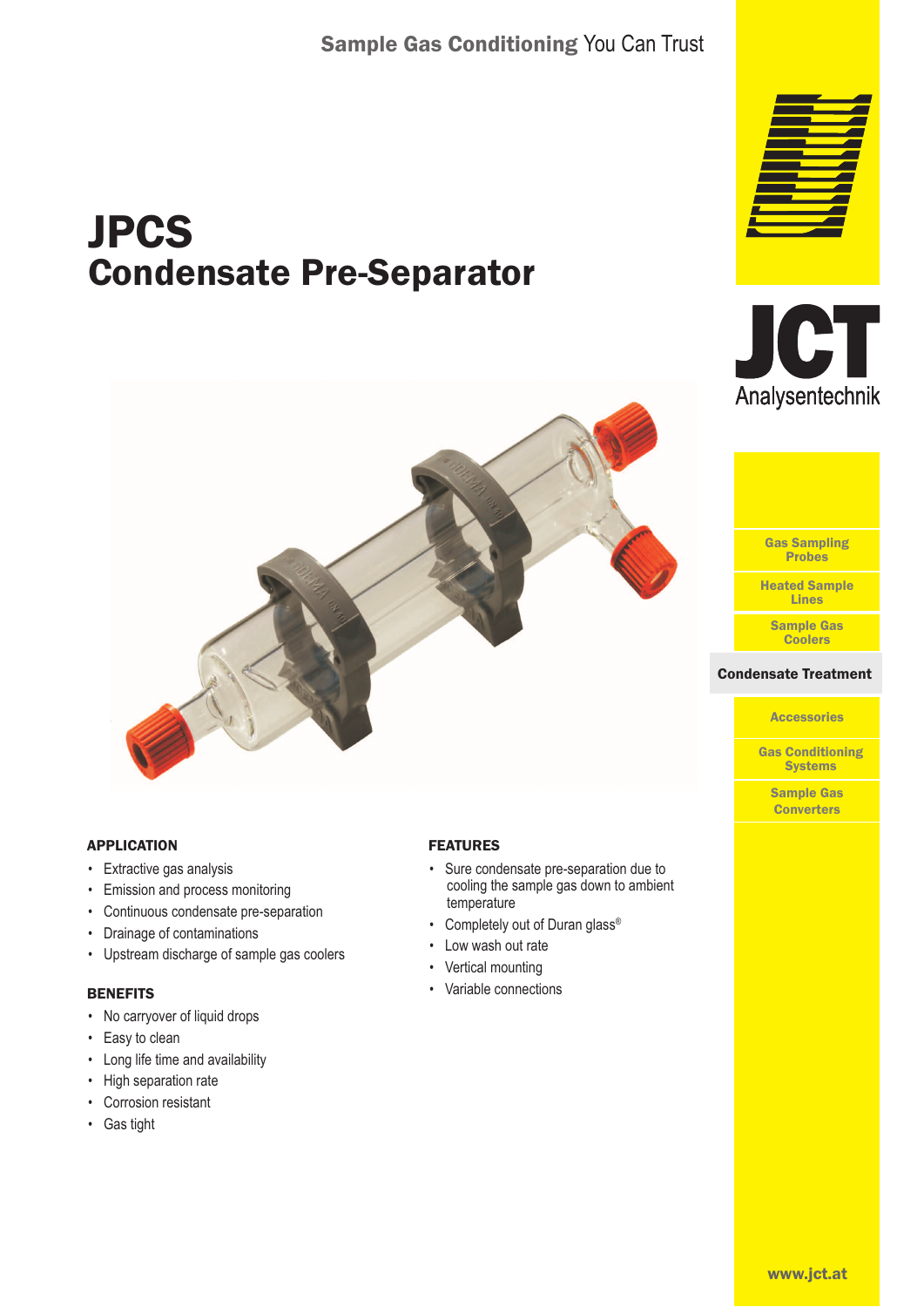Sample Gas Conditioning You Can Trust

# JPCS
## Condensate Pre-Separator

### APPLICATION

- Extractive gas analysis
- Emission and process monitoring
- Continuous condensate pre-separation
- Drainage of contaminations
- Upstream discharge of sample gas coolers

### BENEFITS

- No carryover of liquid drops
- Easy to clean
- Long life time and availability
- High separation rate
- Corrosion resistant
- Gas tight

### FEATURES

- Sure condensate pre-separation due to cooling the sample gas down to ambient temperature
- Completely out of Duran glass®
- Low wash out rate
- Vertical mounting
- Variable connections

JCT Analysentechnik

- Gas Sampling Probes
- Heated Sample Lines
- Sample Gas Coolers
- **Condensate Treatment**
- Accessories
- Gas Conditioning Systems
- Sample Gas Converters

www.jct.at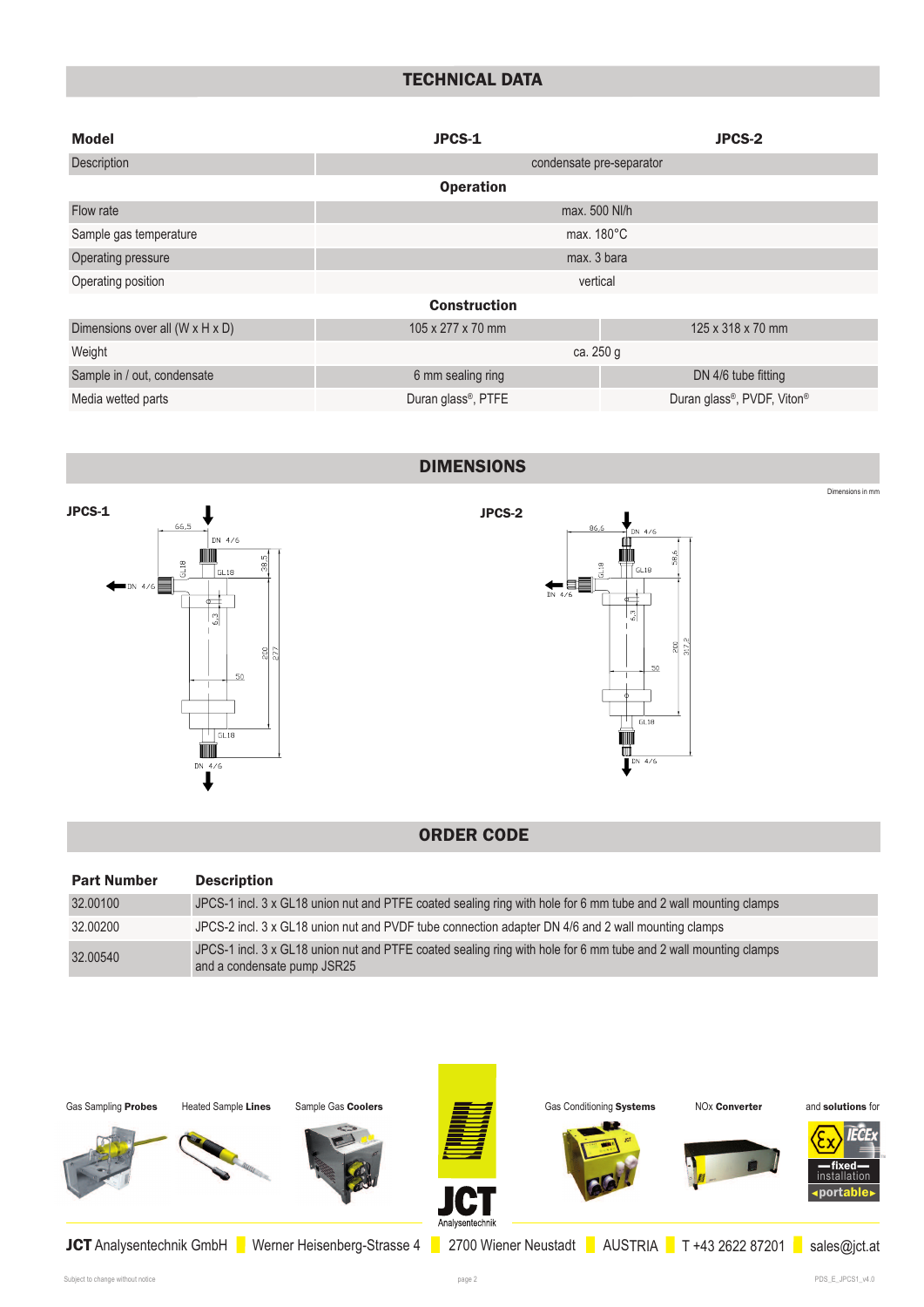## TECHNICAL DATA

| Model | JPCS-1 | JPCS-2 |
|---|---|---|
| Description | condensate pre-separator | |
| **Operation** | | |
| Flow rate | max. 500 Nl/h | |
| Sample gas temperature | max. 180°C | |
| Operating pressure | max. 3 bara | |
| Operating position | vertical | |
| **Construction** | | |
| Dimensions over all (W x H x D) | 105 x 277 x 70 mm | 125 x 318 x 70 mm |
| Weight | ca. 250 g | |
| Sample in / out, condensate | 6 mm sealing ring | DN 4/6 tube fitting |
| Media wetted parts | Duran glass®, PTFE | Duran glass®, PVDF, Viton® |

## DIMENSIONS

Dimensions in mm

JPCS-1

66,5
DN 4/6
GL18
GL18
38,5
DN 4/6
6,3
200
277
50
GL18
DN 4/6

JPCS-2

86,6
DN 4/6
GL18
GL18
58,6
DN 4/6
6,3
200
317,2
50
GL18
DN 4/6

## ORDER CODE

| Part Number | Description |
|---|---|
| 32.00100 | JPCS-1 incl. 3 x GL18 union nut and PTFE coated sealing ring with hole for 6 mm tube and 2 wall mounting clamps |
| 32.00200 | JPCS-2 incl. 3 x GL18 union nut and PVDF tube connection adapter DN 4/6 and 2 wall mounting clamps |
| 32.00540 | JPCS-1 incl. 3 x GL18 union nut and PTFE coated sealing ring with hole for 6 mm tube and 2 wall mounting clamps and a condensate pump JSR25 |

Gas Sampling **Probes** Heated Sample **Lines** Sample Gas **Coolers** Gas Conditioning **Systems** NOx **Converter** and **solutions** for

fixed installation
portable

JCT Analysentechnik

**JCT** Analysentechnik GmbH | Werner Heisenberg-Strasse 4 | 2700 Wiener Neustadt | AUSTRIA | T +43 2622 87201 | sales@jct.at

Subject to change without notice

PDS_E_JPCS1_v4.0